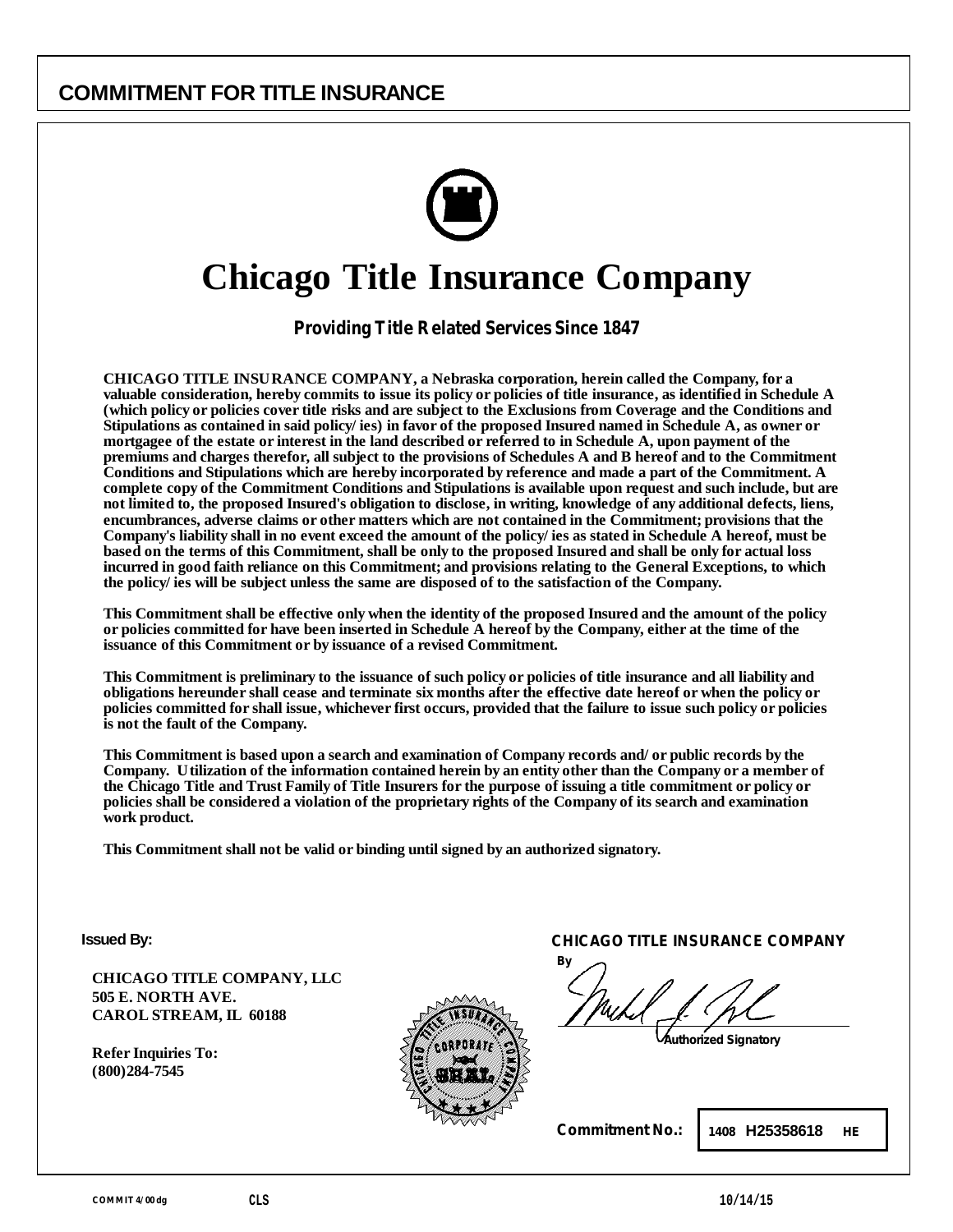# COMMITMENT FOR TITLE INSURANCE

## Chicago Title Insurance Company

**Providing Title Related Services Since 1847**

**CHICAGO TITLE INSURANCE COMPANY, a Nebraska corporation, herein called the Company, for a valuable consideration, hereby commits to issue its policy or policies of title insurance, as identified in Schedule A (which policy or policies cover title risks and are subject to the Exclusions from Coverage and the Conditions and Stipulations as contained in said policy/ies) in favor of the proposed Insured named in Schedule A, as owner or mortgagee of the estate or interest in the land described or referred to in Schedule A, upon payment of the premiums and charges therefor, all subject to the provisions of Schedules A and B hereof and to the Commitment Conditions and Stipulations which are hereby incorporated by reference and made a part of the Commitment. A complete copy of the Commitment Conditions and Stipulations is available upon request and such include, but are not limited to, the proposed Insured's obligation to disclose, in writing, knowledge of any additional defects, liens, encumbrances, adverse claims or other matters which are not contained in the Commitment; provisions that the Company's liability shall in no event exceed the amount of the policy/ies as stated in Schedule A hereof, must be based on the terms of this Commitment, shall be only to the proposed Insured and shall be only for actual loss incurred in good faith reliance on this Commitment; and provisions relating to the General Exceptions, to which the policy/ies will be subject unless the same are disposed of to the satisfaction of the Company.**

**This Commitment shall be effective only when the identity of the proposed Insured and the amount of the policy or policies committed for have been inserted in Schedule A hereof by the Company, either at the time of the issuance of this Commitment or by issuance of a revised Commitment.**

**This Commitment is preliminary to the issuance of such policy or policies of title insurance and all liability and obligations hereunder shall cease and terminate six months after the effective date hereof or when the policy or policies committed for shall issue, whichever first occurs, provided that the failure to issue such policy or policies is not the fault of the Company.**

**This Commitment is based upon a search and examination of Company records and/or public records by the Company. Utilization of the information contained herein by an entity other than the Company or a member of the Chicago Title and Trust Family of Title Insurers for the purpose of issuing a title commitment or policy or policies shall be considered a violation of the proprietary rights of the Company of its search and examination work product.**

**This Commitment shall not be valid or binding until signed by an authorized signatory.**

**Issued By:**

**CHICAGO TITLE COMPANY, LLC**
**505 E. NORTH AVE.**
**CAROL STREAM, IL 60188**

**Refer Inquiries To:**
**(800)284-7545**

**CHICAGO TITLE INSURANCE COMPANY**

By

Authorized Signatory

**Commitment No.:** 1408 H25358618 HE

COMMIT 4/00dg CLS 10/14/15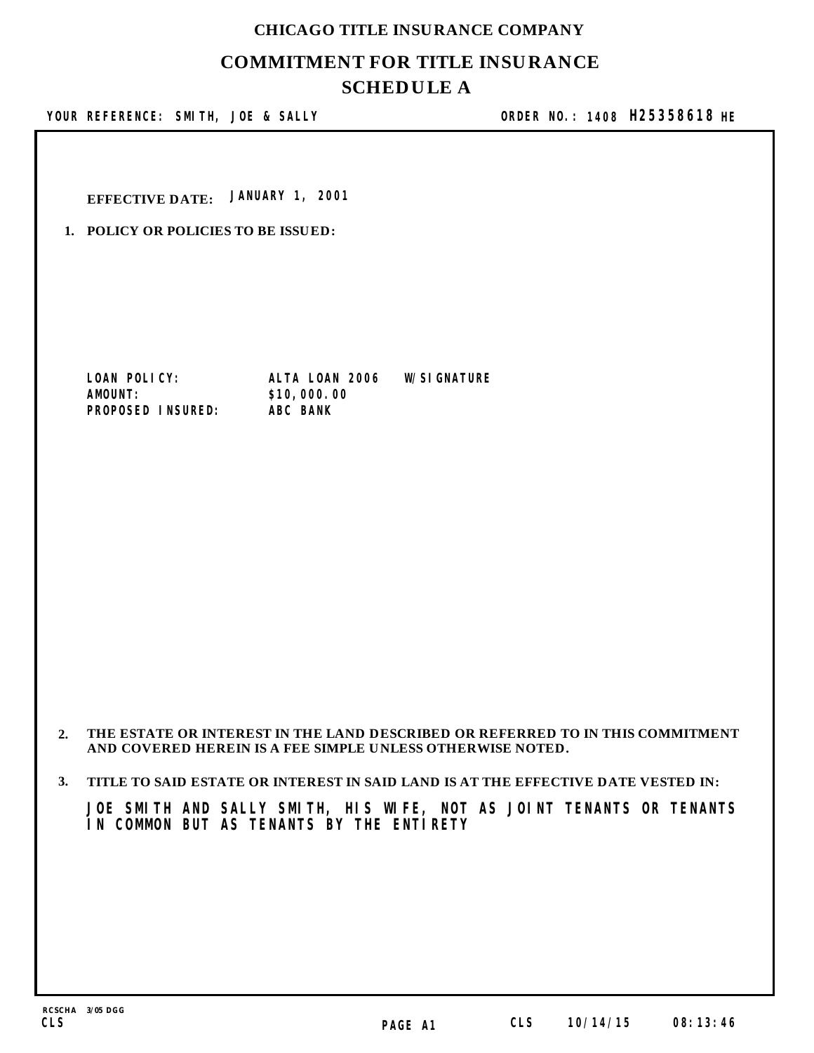**CHICAGO TITLE INSURANCE COMPANY**

# COMMITMENT FOR TITLE INSURANCE

## SCHEDULE A

**YOUR REFERENCE: SMITH, JOE & SALLY** **ORDER NO.: 1408 H25358618 HE**

**EFFECTIVE DATE:** JANUARY 1, 2001

**1. POLICY OR POLICIES TO BE ISSUED:**

| | |
|---|---|
| LOAN POLICY: | ALTA LOAN 2006 W/SIGNATURE |
| AMOUNT: | $10,000.00 |
| PROPOSED INSURED: | ABC BANK |

**2. THE ESTATE OR INTEREST IN THE LAND DESCRIBED OR REFERRED TO IN THIS COMMITMENT AND COVERED HEREIN IS A FEE SIMPLE UNLESS OTHERWISE NOTED.**

**3. TITLE TO SAID ESTATE OR INTEREST IN SAID LAND IS AT THE EFFECTIVE DATE VESTED IN:**

JOE SMITH AND SALLY SMITH, HIS WIFE, NOT AS JOINT TENANTS OR TENANTS IN COMMON BUT AS TENANTS BY THE ENTIRETY

RCSCHA 3/05 DGG
CLS PAGE A1 CLS 10/14/15 08:13:46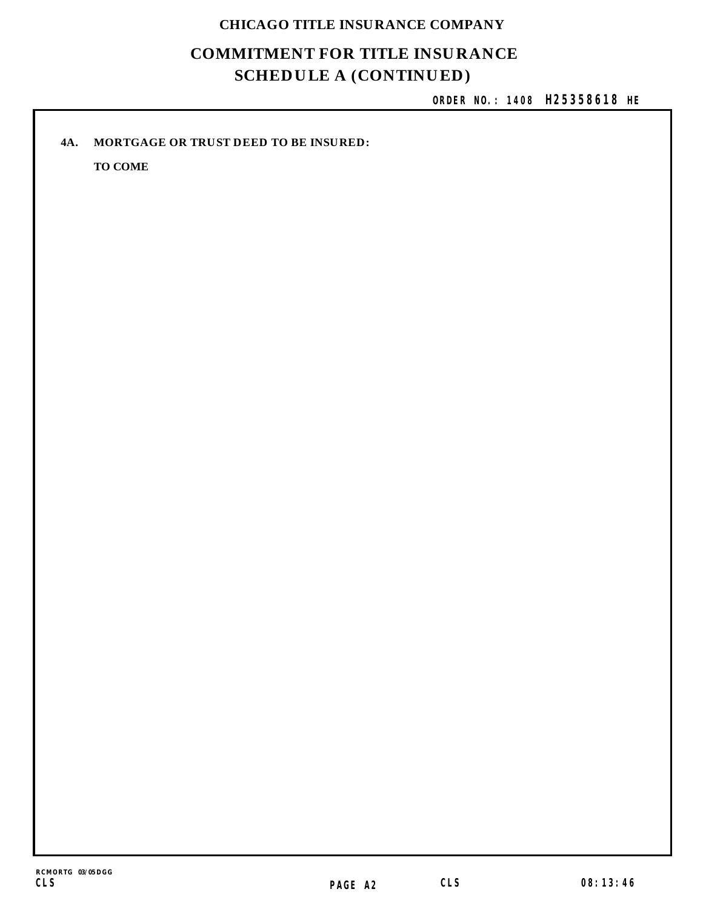# CHICAGO TITLE INSURANCE COMPANY

## COMMITMENT FOR TITLE INSURANCE

## SCHEDULE A (CONTINUED)

**ORDER NO.: 1408 H25358618 HE**

**4A. MORTGAGE OR TRUST DEED TO BE INSURED:**

**TO COME**

RCMORTG 03/05DGG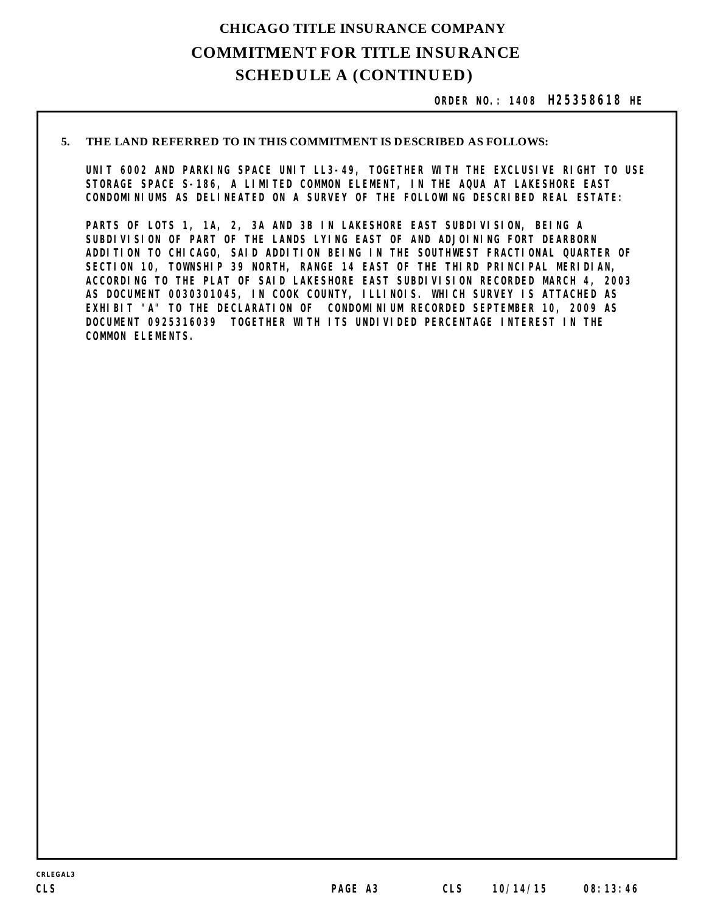# CHICAGO TITLE INSURANCE COMPANY

## COMMITMENT FOR TITLE INSURANCE

## SCHEDULE A (CONTINUED)

ORDER NO.: 1408 **H25358618** HE

**5. THE LAND REFERRED TO IN THIS COMMITMENT IS DESCRIBED AS FOLLOWS:**

UNIT 6002 AND PARKING SPACE UNIT LL3-49, TOGETHER WITH THE EXCLUSIVE RIGHT TO USE STORAGE SPACE S-186, A LIMITED COMMON ELEMENT, IN THE AQUA AT LAKESHORE EAST CONDOMINIUMS AS DELINEATED ON A SURVEY OF THE FOLLOWING DESCRIBED REAL ESTATE:

PARTS OF LOTS 1, 1A, 2, 3A AND 3B IN LAKESHORE EAST SUBDIVISION, BEING A SUBDIVISION OF PART OF THE LANDS LYING EAST OF AND ADJOINING FORT DEARBORN ADDITION TO CHICAGO, SAID ADDITION BEING IN THE SOUTHWEST FRACTIONAL QUARTER OF SECTION 10, TOWNSHIP 39 NORTH, RANGE 14 EAST OF THE THIRD PRINCIPAL MERIDIAN, ACCORDING TO THE PLAT OF SAID LAKESHORE EAST SUBDIVISION RECORDED MARCH 4, 2003 AS DOCUMENT 0030301045, IN COOK COUNTY, ILLINOIS. WHICH SURVEY IS ATTACHED AS EXHIBIT "A" TO THE DECLARATION OF CONDOMINIUM RECORDED SEPTEMBER 10, 2009 AS DOCUMENT 0925316039 TOGETHER WITH ITS UNDIVIDED PERCENTAGE INTEREST IN THE COMMON ELEMENTS.

CRLEGAL3

CLS PAGE A3 CLS 10/14/15 08:13:46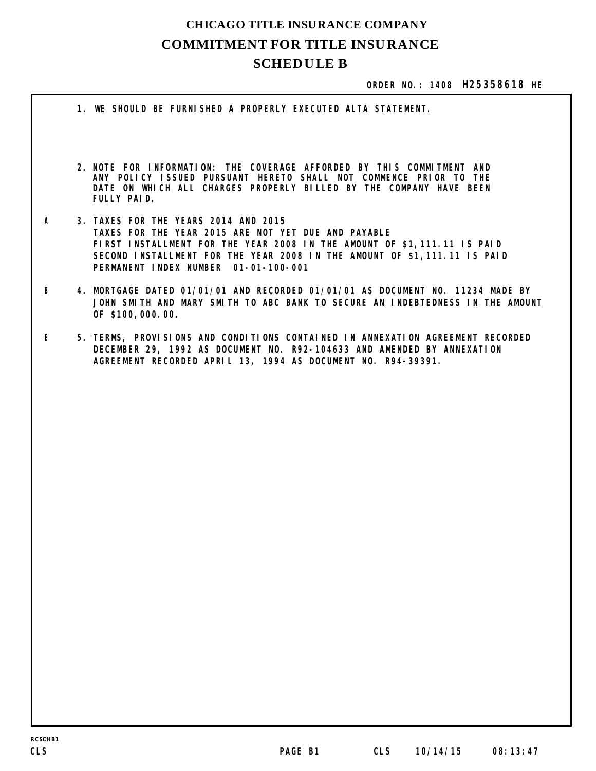# CHICAGO TITLE INSURANCE COMPANY

## COMMITMENT FOR TITLE INSURANCE

## SCHEDULE B

**ORDER NO.: 1408 H25358618 HE**

1. WE SHOULD BE FURNISHED A PROPERLY EXECUTED ALTA STATEMENT.

2. NOTE FOR INFORMATION: THE COVERAGE AFFORDED BY THIS COMMITMENT AND ANY POLICY ISSUED PURSUANT HERETO SHALL NOT COMMENCE PRIOR TO THE DATE ON WHICH ALL CHARGES PROPERLY BILLED BY THE COMPANY HAVE BEEN FULLY PAID.

A 3. TAXES FOR THE YEARS 2014 AND 2015
TAXES FOR THE YEAR 2015 ARE NOT YET DUE AND PAYABLE
FIRST INSTALLMENT FOR THE YEAR 2008 IN THE AMOUNT OF $1,111.11 IS PAID
SECOND INSTALLMENT FOR THE YEAR 2008 IN THE AMOUNT OF $1,111.11 IS PAID
PERMANENT INDEX NUMBER 01-01-100-001

B 4. MORTGAGE DATED 01/01/01 AND RECORDED 01/01/01 AS DOCUMENT NO. 11234 MADE BY JOHN SMITH AND MARY SMITH TO ABC BANK TO SECURE AN INDEBTEDNESS IN THE AMOUNT OF $100,000.00.

E 5. TERMS, PROVISIONS AND CONDITIONS CONTAINED IN ANNEXATION AGREEMENT RECORDED DECEMBER 29, 1992 AS DOCUMENT NO. R92-104633 AND AMENDED BY ANNEXATION AGREEMENT RECORDED APRIL 13, 1994 AS DOCUMENT NO. R94-39391.

RCSCHB1
CLS PAGE B1 CLS 10/14/15 08:13:47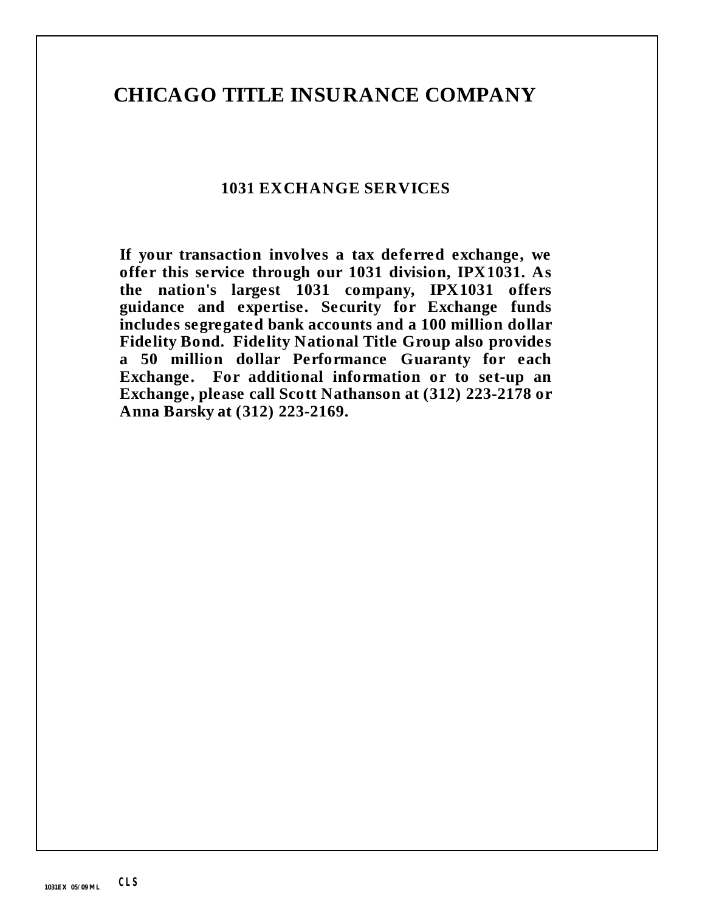# CHICAGO TITLE INSURANCE COMPANY

## 1031 EXCHANGE SERVICES

**If your transaction involves a tax deferred exchange, we offer this service through our 1031 division, IPX1031. As the nation's largest 1031 company, IPX1031 offers guidance and expertise. Security for Exchange funds includes segregated bank accounts and a 100 million dollar Fidelity Bond. Fidelity National Title Group also provides a 50 million dollar Performance Guaranty for each Exchange. For additional information or to set-up an Exchange, please call Scott Nathanson at (312) 223-2178 or Anna Barsky at (312) 223-2169.**

1031EX 05/09 ML CLS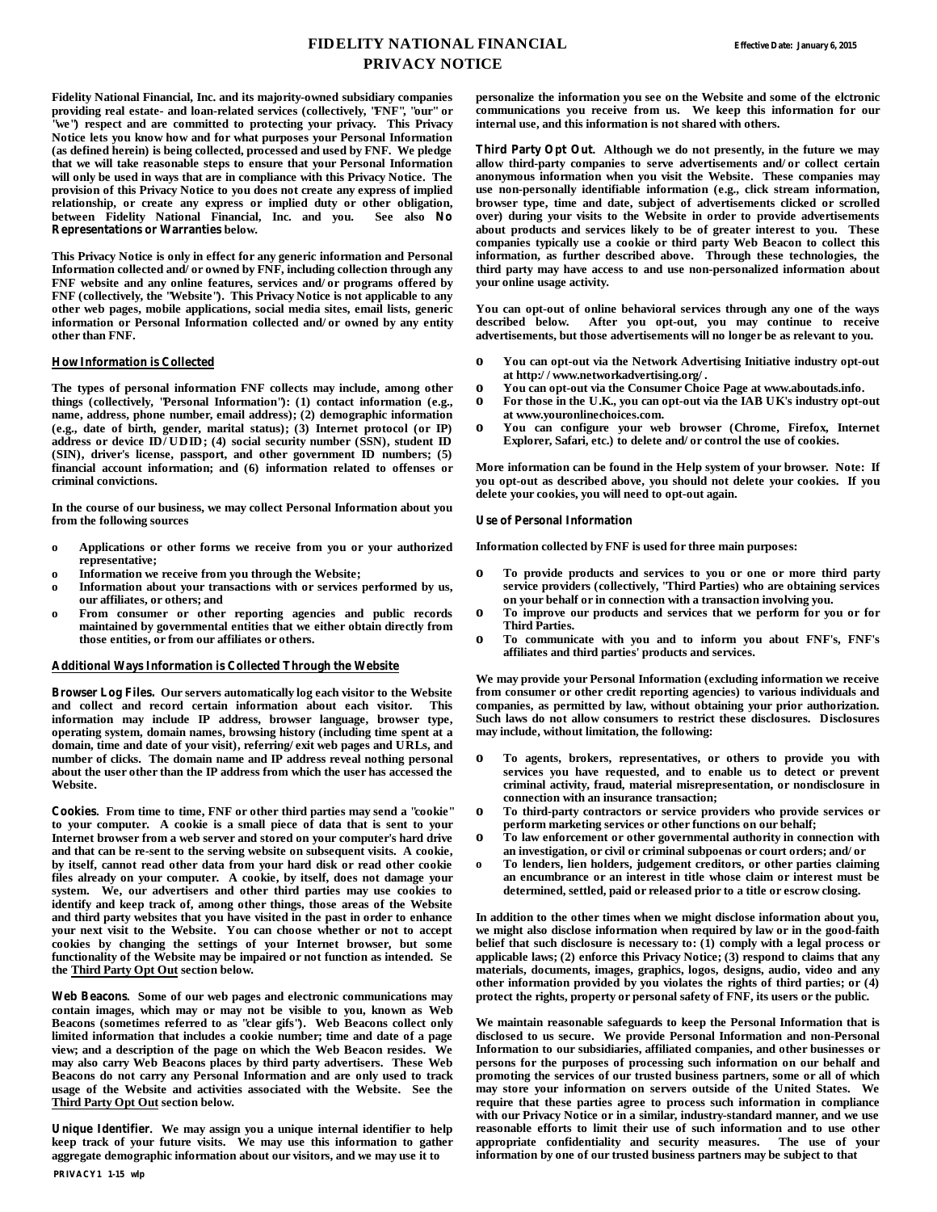# FIDELITY NATIONAL FINANCIAL PRIVACY NOTICE

Effective Date: January 6, 2015

**Fidelity National Financial, Inc. and its majority-owned subsidiary companies providing real estate- and loan-related services (collectively, "FNF", "our" or "we") respect and are committed to protecting your privacy. This Privacy Notice lets you know how and for what purposes your Personal Information (as defined herein) is being collected, processed and used by FNF. We pledge that we will take reasonable steps to ensure that your Personal Information will only be used in ways that are in compliance with this Privacy Notice. The provision of this Privacy Notice to you does not create any express of implied relationship, or create any express or implied duty or other obligation, between Fidelity National Financial, Inc. and you. See also *No Representations or Warranties* below.**

**This Privacy Notice is only in effect for any generic information and Personal Information collected and/or owned by FNF, including collection through any FNF website and any online features, services and/or programs offered by FNF (collectively, the "Website"). This Privacy Notice is not applicable to any other web pages, mobile applications, social media sites, email lists, generic information or Personal Information collected and/or owned by any entity other than FNF.**

## How Information is Collected

**The types of personal information FNF collects may include, among other things (collectively, "Personal Information"): (1) contact information (e.g., name, address, phone number, email address); (2) demographic information (e.g., date of birth, gender, marital status); (3) Internet protocol (or IP) address or device ID/UDID; (4) social security number (SSN), student ID (SIN), driver's license, passport, and other government ID numbers; (5) financial account information; and (6) information related to offenses or criminal convictions.**

**In the course of our business, we may collect Personal Information about you from the following sources**

- **Applications or other forms we receive from you or your authorized representative;**
- **Information we receive from you through the Website;**
- **Information about your transactions with or services performed by us, our affiliates, or others; and**
- **From consumer or other reporting agencies and public records maintained by governmental entities that we either obtain directly from those entities, or from our affiliates or others.**

## Additional Ways Information is Collected Through the Website

***Browser Log Files.*** **Our servers automatically log each visitor to the Website and collect and record certain information about each visitor. This information may include IP address, browser language, browser type, operating system, domain names, browsing history (including time spent at a domain, time and date of your visit), referring/exit web pages and URLs, and number of clicks. The domain name and IP address reveal nothing personal about the user other than the IP address from which the user has accessed the Website.**

***Cookies.*** **From time to time, FNF or other third parties may send a "cookie" to your computer. A cookie is a small piece of data that is sent to your Internet browser from a web server and stored on your computer's hard drive and that can be re-sent to the serving website on subsequent visits. A cookie, by itself, cannot read other data from your hard disk or read other cookie files already on your computer. A cookie, by itself, does not damage your system. We, our advertisers and other third parties may use cookies to identify and keep track of, among other things, those areas of the Website and third party websites that you have visited in the past in order to enhance your next visit to the Website. You can choose whether or not to accept cookies by changing the settings of your Internet browser, but some functionality of the Website may be impaired or not function as intended. Se the Third Party Opt Out section below.**

***Web Beacons.*** **Some of our web pages and electronic communications may contain images, which may or may not be visible to you, known as Web Beacons (sometimes referred to as "clear gifs"). Web Beacons collect only limited information that includes a cookie number; time and date of a page view; and a description of the page on which the Web Beacon resides. We may also carry Web Beacons places by third party advertisers. These Web Beacons do not carry any Personal Information and are only used to track usage of the Website and activities associated with the Website. See the Third Party Opt Out section below.**

***Unique Identifier.*** **We may assign you a unique internal identifier to help keep track of your future visits. We may use this information to gather aggregate demographic information about our visitors, and we may use it to personalize the information you see on the Website and some of the elctronic communications you receive from us. We keep this information for our internal use, and this information is not shared with others.**

***Third Party Opt Out.*** **Although we do not presently, in the future we may allow third-party companies to serve advertisements and/or collect certain anonymous information when you visit the Website. These companies may use non-personally identifiable information (e.g., click stream information, browser type, time and date, subject of advertisements clicked or scrolled over) during your visits to the Website in order to provide advertisements about products and services likely to be of greater interest to you. These companies typically use a cookie or third party Web Beacon to collect this information, as further described above. Through these technologies, the third party may have access to and use non-personalized information about your online usage activity.**

**You can opt-out of online behavioral services through any one of the ways described below. After you opt-out, you may continue to receive advertisements, but those advertisements will no longer be as relevant to you.**

- **You can opt-out via the Network Advertising Initiative industry opt-out at http://www.networkadvertising.org/.**
- **You can opt-out via the Consumer Choice Page at www.aboutads.info.**
- **For those in the U.K., you can opt-out via the IAB UK's industry opt-out at www.youronlinechoices.com.**
- **You can configure your web browser (Chrome, Firefox, Internet Explorer, Safari, etc.) to delete and/or control the use of cookies.**

**More information can be found in the Help system of your browser. Note: If you opt-out as described above, you should not delete your cookies. If you delete your cookies, you will need to opt-out again.**

## Use of Personal Information

**Information collected by FNF is used for three main purposes:**

- **To provide products and services to you or one or more third party service providers (collectively, "Third Parties") who are obtaining services on your behalf or in connection with a transaction involving you.**
- **To improve our products and services that we perform for you or for Third Parties.**
- **To communicate with you and to inform you about FNF's, FNF's affiliates and third parties' products and services.**

**We may provide your Personal Information (excluding information we receive from consumer or other credit reporting agencies) to various individuals and companies, as permitted by law, without obtaining your prior authorization. Such laws do not allow consumers to restrict these disclosures. Disclosures may include, without limitation, the following:**

- **To agents, brokers, representatives, or others to provide you with services you have requested, and to enable us to detect or prevent criminal activity, fraud, material misrepresentation, or nondisclosure in connection with an insurance transaction;**
- **To third-party contractors or service providers who provide services or perform marketing services or other functions on our behalf;**
- **To law enforcement or other governmental authority in connection with an investigation, or civil or criminal subpoenas or court orders; and/or**
- **To lenders, lien holders, judgement creditors, or other parties claiming an encumbrance or an interest in title whose claim or interest must be determined, settled, paid or released prior to a title or escrow closing.**

**In addition to the other times when we might disclose information about you, we might also disclose information when required by law or in the good-faith belief that such disclosure is necessary to: (1) comply with a legal process or applicable laws; (2) enforce this Privacy Notice; (3) respond to claims that any materials, documents, images, graphics, logos, designs, audio, video and any other information provided by you violates the rights of third parties; or (4) protect the rights, property or personal safety of FNF, its users or the public.**

**We maintain reasonable safeguards to keep the Personal Information that is disclosed to us secure. We provide Personal Information and non-Personal Information to our subsidiaries, affiliated companies, and other businesses or persons for the purposes of processing such information on our behalf and promoting the services of our trusted business partners, some or all of which may store your information on servers outside of the United States. We require that these parties agree to process such information in compliance with our Privacy Notice or in a similar, industry-standard manner, and we use reasonable efforts to limit their use of such information and to use other appropriate confidentiality and security measures. The use of your information by one of our trusted business partners may be subject to that**

PRIVACY1 1-15 wlp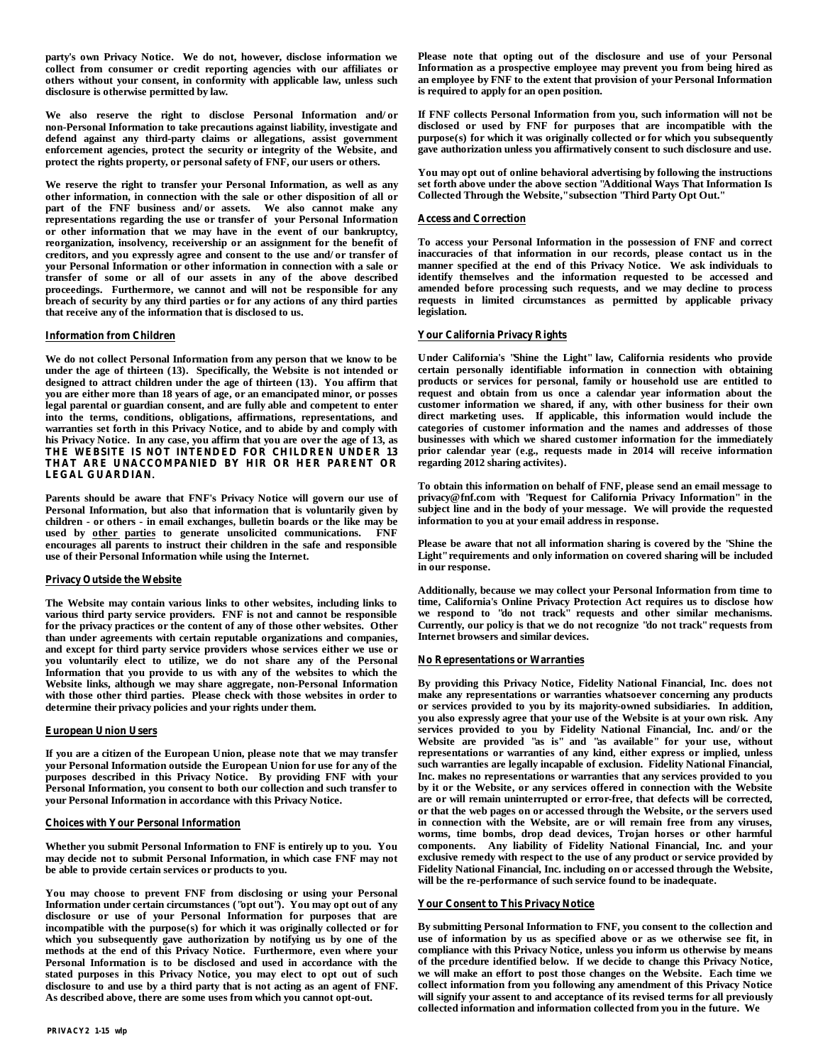party's own Privacy Notice. We do not, however, disclose information we collect from consumer or credit reporting agencies with our affiliates or others without your consent, in conformity with applicable law, unless such disclosure is otherwise permitted by law.

We also reserve the right to disclose Personal Information and/or non-Personal Information to take precautions against liability, investigate and defend against any third-party claims or allegations, assist government enforcement agencies, protect the security or integrity of the Website, and protect the rights property, or personal safety of FNF, our users or others.

We reserve the right to transfer your Personal Information, as well as any other information, in connection with the sale or other disposition of all or part of the FNF business and/or assets. We also cannot make any representations regarding the use or transfer of your Personal Information or other information that we may have in the event of our bankruptcy, reorganization, insolvency, receivership or an assignment for the benefit of creditors, and you expressly agree and consent to the use and/or transfer of your Personal Information or other information in connection with a sale or transfer of some or all of our assets in any of the above described proceedings. Furthermore, we cannot and will not be responsible for any breach of security by any third parties or for any actions of any third parties that receive any of the information that is disclosed to us.

## Information from Children

We do not collect Personal Information from any person that we know to be under the age of thirteen (13). Specifically, the Website is not intended or designed to attract children under the age of thirteen (13). You affirm that you are either more than 18 years of age, or an emancipated minor, or posses legal parental or guardian consent, and are fully able and competent to enter into the terms, conditions, obligations, affirmations, representations, and warranties set forth in this Privacy Notice, and to abide by and comply with his Privacy Notice. In any case, you affirm that you are over the age of 13, as **THE WEBSITE IS NOT INTENDED FOR CHILDREN UNDER 13 THAT ARE UNACCOMPANIED BY HIR OR HER PARENT OR LEGAL GUARDIAN.**

Parents should be aware that FNF's Privacy Notice will govern our use of Personal Information, but also that information that is voluntarily given by children - or others - in email exchanges, bulletin boards or the like may be used by other parties to generate unsolicited communications. FNF encourages all parents to instruct their children in the safe and responsible use of their Personal Information while using the Internet.

## Privacy Outside the Website

The Website may contain various links to other websites, including links to various third party service providers. FNF is not and cannot be responsible for the privacy practices or the content of any of those other websites. Other than under agreements with certain reputable organizations and companies, and except for third party service providers whose services either we use or you voluntarily elect to utilize, we do not share any of the Personal Information that you provide to us with any of the websites to which the Website links, although we may share aggregate, non-Personal Information with those other third parties. Please check with those websites in order to determine their privacy policies and your rights under them.

## European Union Users

If you are a citizen of the European Union, please note that we may transfer your Personal Information outside the European Union for use for any of the purposes described in this Privacy Notice. By providing FNF with your Personal Information, you consent to both our collection and such transfer to your Personal Information in accordance with this Privacy Notice.

## Choices with Your Personal Information

Whether you submit Personal Information to FNF is entirely up to you. You may decide not to submit Personal Information, in which case FNF may not be able to provide certain services or products to you.

You may choose to prevent FNF from disclosing or using your Personal Information under certain circumstances ("opt out"). You may opt out of any disclosure or use of your Personal Information for purposes that are incompatible with the purpose(s) for which it was originally collected or for which you subsequently gave authorization by notifying us by one of the methods at the end of this Privacy Notice. Furthermore, even where your Personal Information is to be disclosed and used in accordance with the stated purposes in this Privacy Notice, you may elect to opt out of such disclosure to and use by a third party that is not acting as an agent of FNF. As described above, there are some uses from which you cannot opt-out.

Please note that opting out of the disclosure and use of your Personal Information as a prospective employee may prevent you from being hired as an employee by FNF to the extent that provision of your Personal Information is required to apply for an open position.

If FNF collects Personal Information from you, such information will not be disclosed or used by FNF for purposes that are incompatible with the purpose(s) for which it was originally collected or for which you subsequently gave authorization unless you affirmatively consent to such disclosure and use.

You may opt out of online behavioral advertising by following the instructions set forth above under the above section "Additional Ways That Information Is Collected Through the Website," subsection "Third Party Opt Out."

## Access and Correction

To access your Personal Information in the possession of FNF and correct inaccuracies of that information in our records, please contact us in the manner specified at the end of this Privacy Notice. We ask individuals to identify themselves and the information requested to be accessed and amended before processing such requests, and we may decline to process requests in limited circumstances as permitted by applicable privacy legislation.

## Your California Privacy Rights

Under California's "Shine the Light" law, California residents who provide certain personally identifiable information in connection with obtaining products or services for personal, family or household use are entitled to request and obtain from us once a calendar year information about the customer information we shared, if any, with other business for their own direct marketing uses. If applicable, this information would include the categories of customer information and the names and addresses of those businesses with which we shared customer information for the immediately prior calendar year (e.g., requests made in 2014 will receive information regarding 2012 sharing activites).

To obtain this information on behalf of FNF, please send an email message to privacy@fnf.com with "Request for California Privacy Information" in the subject line and in the body of your message. We will provide the requested information to you at your email address in response.

Please be aware that not all information sharing is covered by the "Shine the Light" requirements and only information on covered sharing will be included in our response.

Additionally, because we may collect your Personal Information from time to time, California's Online Privacy Protection Act requires us to disclose how we respond to "do not track" requests and other similar mechanisms. Currently, our policy is that we do not recognize "do not track" requests from Internet browsers and similar devices.

## No Representations or Warranties

By providing this Privacy Notice, Fidelity National Financial, Inc. does not make any representations or warranties whatsoever concerning any products or services provided to you by its majority-owned subsidiaries. In addition, you also expressly agree that your use of the Website is at your own risk. Any services provided to you by Fidelity National Financial, Inc. and/or the Website are provided "as is" and "as available" for your use, without representations or warranties of any kind, either express or implied, unless such warranties are legally incapable of exclusion. Fidelity National Financial, Inc. makes no representations or warranties that any services provided to you by it or the Website, or any services offered in connection with the Website are or will remain uninterrupted or error-free, that defects will be corrected, or that the web pages on or accessed through the Website, or the servers used in connection with the Website, are or will remain free from any viruses, worms, time bombs, drop dead devices, Trojan horses or other harmful components. Any liability of Fidelity National Financial, Inc. and your exclusive remedy with respect to the use of any product or service provided by Fidelity National Financial, Inc. including on or accessed through the Website, will be the re-performance of such service found to be inadequate.

## Your Consent to This Privacy Notice

By submitting Personal Information to FNF, you consent to the collection and use of information by us as specified above or as we otherwise see fit, in compliance with this Privacy Notice, unless you inform us otherwise by means of the prcedure identified below. If we decide to change this Privacy Notice, we will make an effort to post those changes on the Website. Each time we collect information from you following any amendment of this Privacy Notice will signify your assent to and acceptance of its revised terms for all previously collected information and information collected from you in the future. We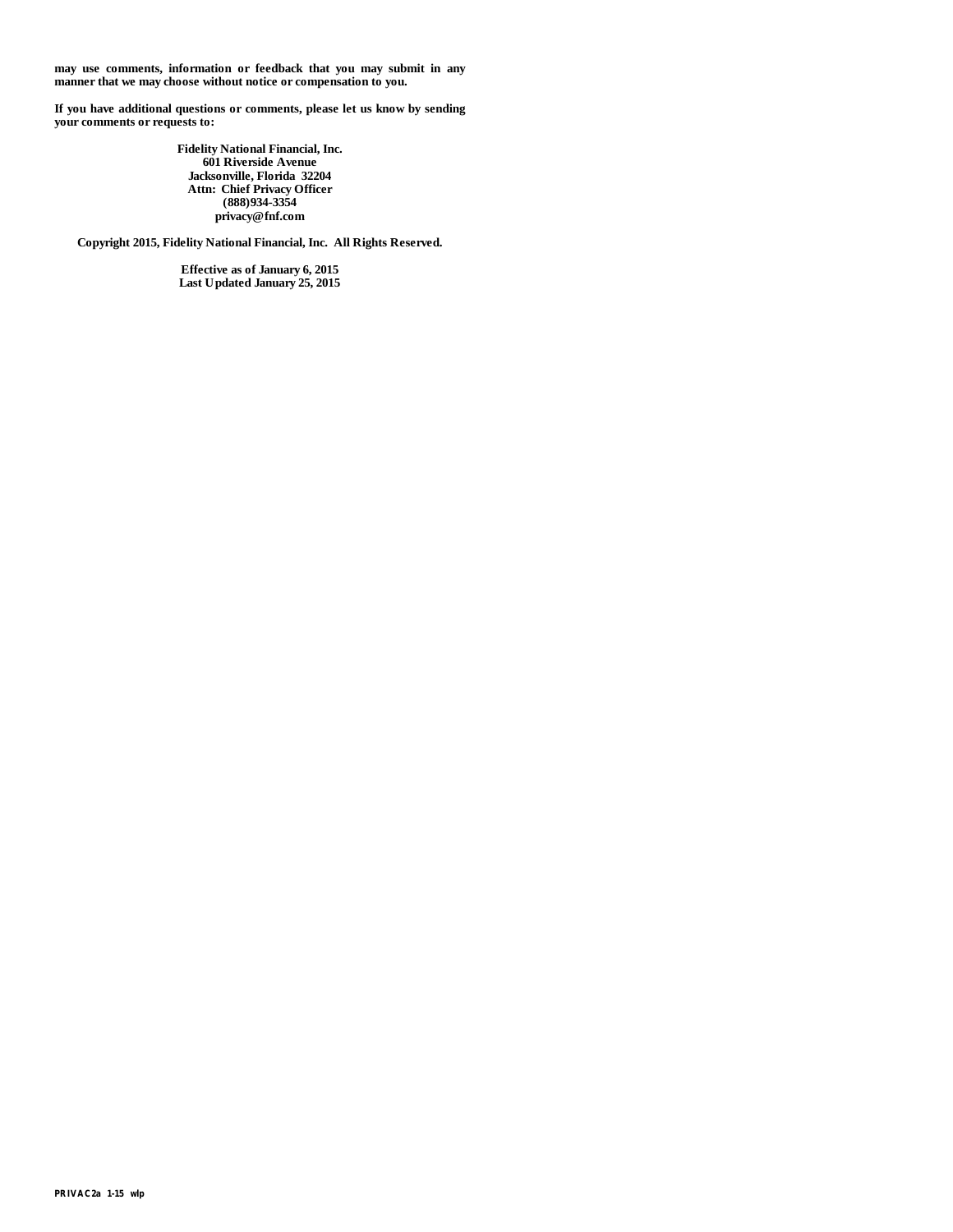**may use comments, information or feedback that you may submit in any manner that we may choose without notice or compensation to you.**

**If you have additional questions or comments, please let us know by sending your comments or requests to:**

**Fidelity National Financial, Inc.**
**601 Riverside Avenue**
**Jacksonville, Florida 32204**
**Attn: Chief Privacy Officer**
**(888)934-3354**
**privacy@fnf.com**

**Copyright 2015, Fidelity National Financial, Inc. All Rights Reserved.**

**Effective as of January 6, 2015**
**Last Updated January 25, 2015**

PRIVAC2a 1-15 wlp